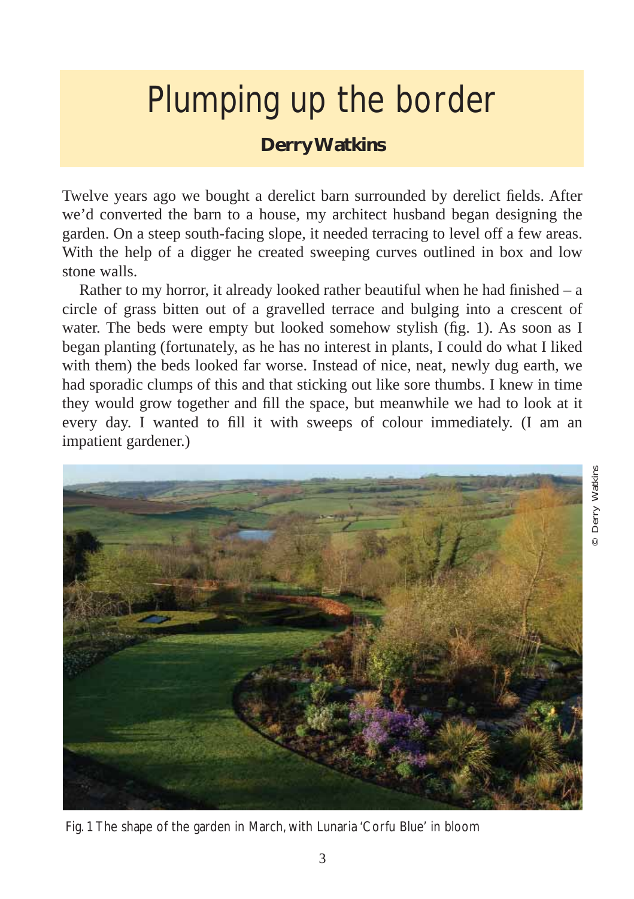# Plumping up the border

**Derry Watkins**

Twelve years ago we bought a derelict barn surrounded by derelict fields. After we'd converted the barn to a house, my architect husband began designing the garden. On a steep south-facing slope, it needed terracing to level off a few areas. With the help of a digger he created sweeping curves outlined in box and low stone walls.

Rather to my horror, it already looked rather beautiful when he had finished – a circle of grass bitten out of a gravelled terrace and bulging into a crescent of water. The beds were empty but looked somehow stylish (fig. 1). As soon as I began planting (fortunately, as he has no interest in plants, I could do what I liked with them) the beds looked far worse. Instead of nice, neat, newly dug earth, we had sporadic clumps of this and that sticking out like sore thumbs. I knew in time they would grow together and fill the space, but meanwhile we had to look at it every day. I wanted to fill it with sweeps of colour immediately. (I am an impatient gardener.)

© Derry Watkins

Fig. 1 The shape of the garden in March, with Lunaria 'Corfu Blue' in bloom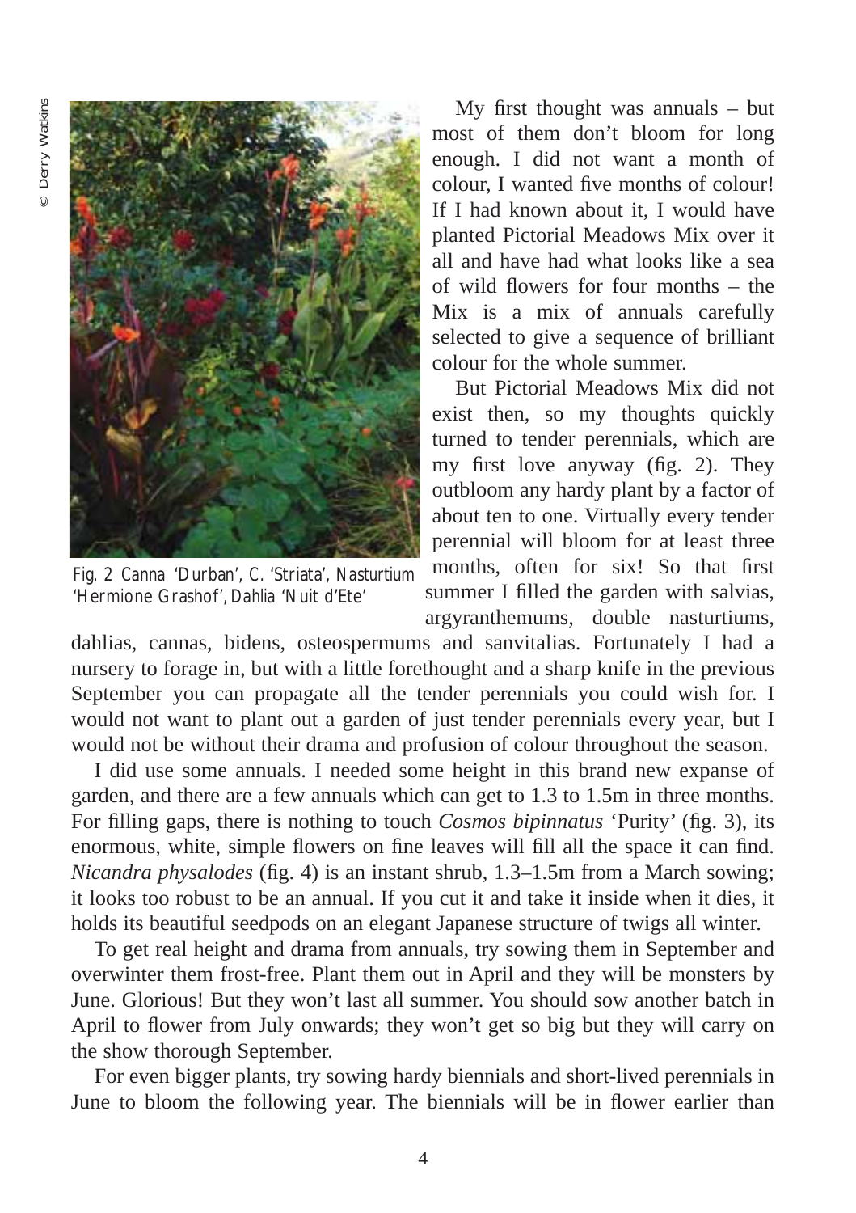Fig. 2 Canna 'Durban', C. 'Striata', Nasturtium 'Hermione Grashof', Dahlia 'Nuit d'Ete'

My first thought was annuals – but most of them don't bloom for long enough. I did not want a month of colour, I wanted five months of colour! If I had known about it, I would have planted Pictorial Meadows Mix over it all and have had what looks like a sea of wild flowers for four months – the Mix is a mix of annuals carefully selected to give a sequence of brilliant colour for the whole summer.

But Pictorial Meadows Mix did not exist then, so my thoughts quickly turned to tender perennials, which are my first love anyway (fig. 2). They outbloom any hardy plant by a factor of about ten to one. Virtually every tender perennial will bloom for at least three months, often for six! So that first summer I filled the garden with salvias, argyranthemums, double nasturtiums, dahlias, cannas, bidens, osteospermums and sanvitalias. Fortunately I had a nursery to forage in, but with a little forethought and a sharp knife in the previous September you can propagate all the tender perennials you could wish for. I would not want to plant out a garden of just tender perennials every year, but I would not be without their drama and profusion of colour throughout the season.

I did use some annuals. I needed some height in this brand new expanse of garden, and there are a few annuals which can get to 1.3 to 1.5m in three months. For filling gaps, there is nothing to touch *Cosmos bipinnatus* 'Purity' (fig. 3), its enormous, white, simple flowers on fine leaves will fill all the space it can find. *Nicandra physalodes* (fig. 4) is an instant shrub, 1.3–1.5m from a March sowing; it looks too robust to be an annual. If you cut it and take it inside when it dies, it holds its beautiful seedpods on an elegant Japanese structure of twigs all winter.

To get real height and drama from annuals, try sowing them in September and overwinter them frost-free. Plant them out in April and they will be monsters by June. Glorious! But they won't last all summer. You should sow another batch in April to flower from July onwards; they won't get so big but they will carry on the show thorough September.

For even bigger plants, try sowing hardy biennials and short-lived perennials in June to bloom the following year. The biennials will be in flower earlier than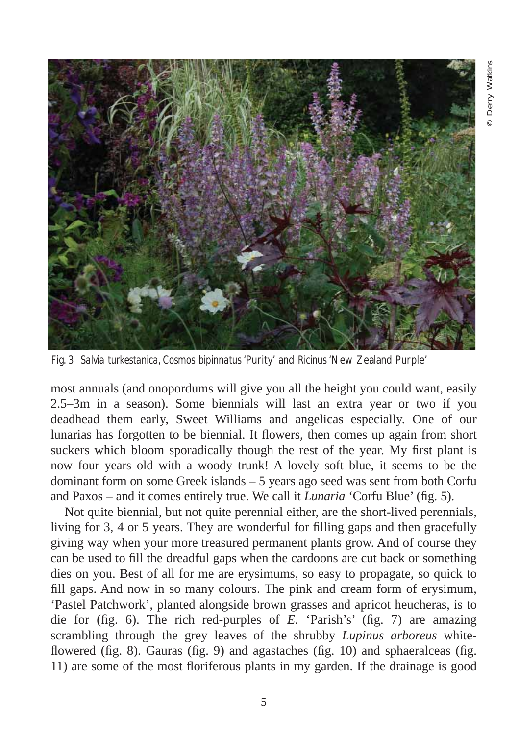Fig. 3 *Salvia turkestanica*, *Cosmos bipinnatus* 'Purity' and *Ricinus* 'New Zealand Purple'

most annuals (and onopordums will give you all the height you could want, easily 2.5–3m in a season). Some biennials will last an extra year or two if you deadhead them early, Sweet Williams and angelicas especially. One of our lunarias has forgotten to be biennial. It flowers, then comes up again from short suckers which bloom sporadically though the rest of the year. My first plant is now four years old with a woody trunk! A lovely soft blue, it seems to be the dominant form on some Greek islands – 5 years ago seed was sent from both Corfu and Paxos – and it comes entirely true. We call it *Lunaria* 'Corfu Blue' (fig. 5).

Not quite biennial, but not quite perennial either, are the short-lived perennials, living for 3, 4 or 5 years. They are wonderful for filling gaps and then gracefully giving way when your more treasured permanent plants grow. And of course they can be used to fill the dreadful gaps when the cardoons are cut back or something dies on you. Best of all for me are erysimums, so easy to propagate, so quick to fill gaps. And now in so many colours. The pink and cream form of erysimum, 'Pastel Patchwork', planted alongside brown grasses and apricot heucheras, is to die for (fig. 6). The rich red-purples of *E.* 'Parish's' (fig. 7) are amazing scrambling through the grey leaves of the shrubby *Lupinus arboreus* white-flowered (fig. 8). Gauras (fig. 9) and agastaches (fig. 10) and sphaeralceas (fig. 11) are some of the most floriferous plants in my garden. If the drainage is good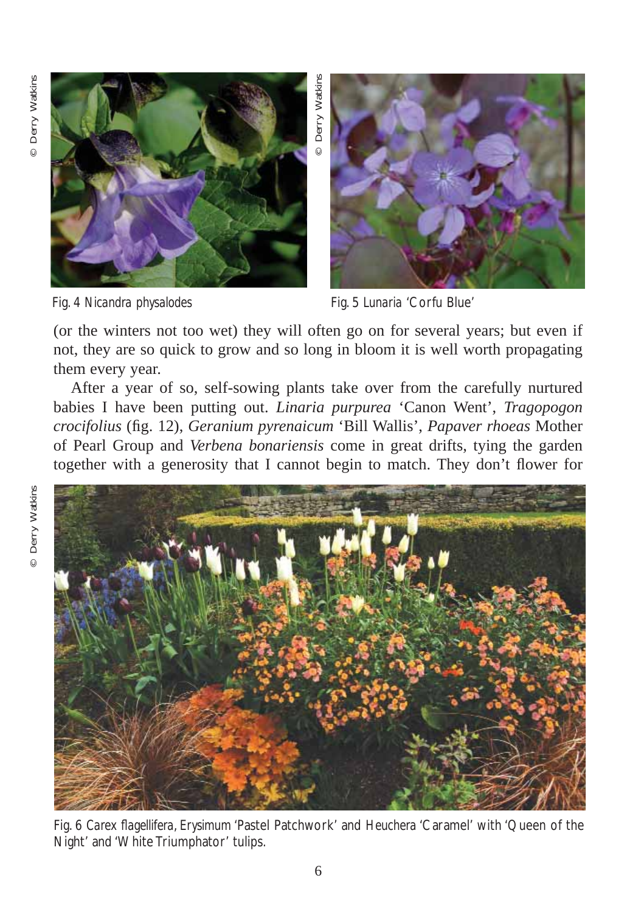Fig. 4 *Nicandra physalodes*

Fig. 5 *Lunaria* 'Corfu Blue'

(or the winters not too wet) they will often go on for several years; but even if not, they are so quick to grow and so long in bloom it is well worth propagating them every year.

After a year of so, self-sowing plants take over from the carefully nurtured babies I have been putting out. *Linaria purpurea* 'Canon Went', *Tragopogon crocifolius* (fig. 12), *Geranium pyrenaicum* 'Bill Wallis', *Papaver rhoeas* Mother of Pearl Group and *Verbena bonariensis* come in great drifts, tying the garden together with a generosity that I cannot begin to match. They don't flower for

Fig. 6 *Carex flagellifera*, *Erysimum* 'Pastel Patchwork' and *Heuchera* 'Caramel' with 'Queen of the Night' and 'White Triumphator' tulips.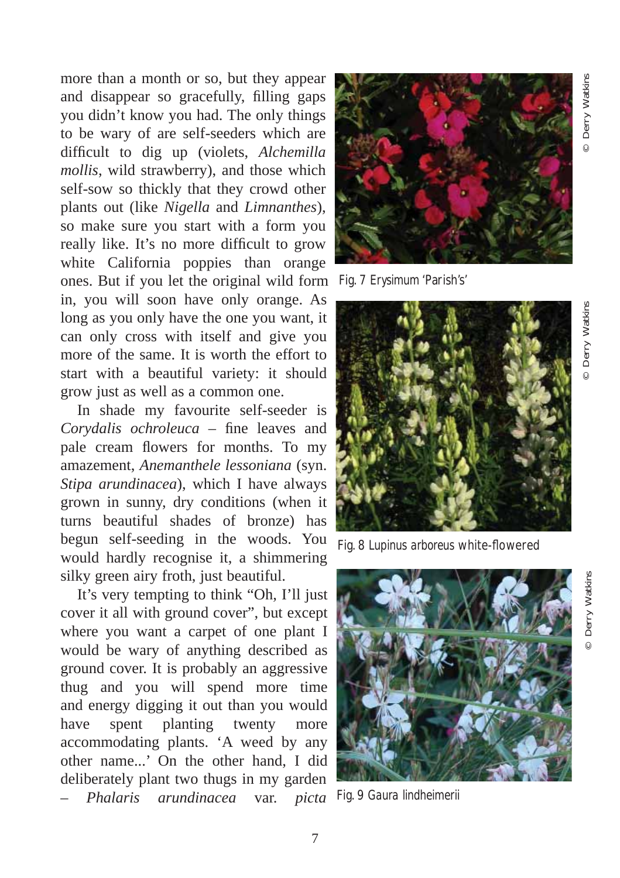more than a month or so, but they appear and disappear so gracefully, filling gaps you didn't know you had. The only things to be wary of are self-seeders which are difficult to dig up (violets, *Alchemilla mollis*, wild strawberry), and those which self-sow so thickly that they crowd other plants out (like *Nigella* and *Limnanthes*), so make sure you start with a form you really like. It's no more difficult to grow white California poppies than orange ones. But if you let the original wild form in, you will soon have only orange. As long as you only have the one you want, it can only cross with itself and give you more of the same. It is worth the effort to start with a beautiful variety: it should grow just as well as a common one.

In shade my favourite self-seeder is *Corydalis ochroleuca* – fine leaves and pale cream flowers for months. To my amazement, *Anemanthele lessoniana* (syn. *Stipa arundinacea*), which I have always grown in sunny, dry conditions (when it turns beautiful shades of bronze) has begun self-seeding in the woods. You would hardly recognise it, a shimmering silky green airy froth, just beautiful.

It's very tempting to think "Oh, I'll just cover it all with ground cover", but except where you want a carpet of one plant I would be wary of anything described as ground cover. It is probably an aggressive thug and you will spend more time and energy digging it out than you would have spent planting twenty more accommodating plants. 'A weed by any other name...' On the other hand, I did deliberately plant two thugs in my garden – *Phalaris arundinacea* var. *picta*

© Derry Watkins

Fig. 7 Erysimum 'Parish's'

© Derry Watkins

Fig. 8 Lupinus arboreus white-flowered

© Derry Watkins

Fig. 9 Gaura lindheimerii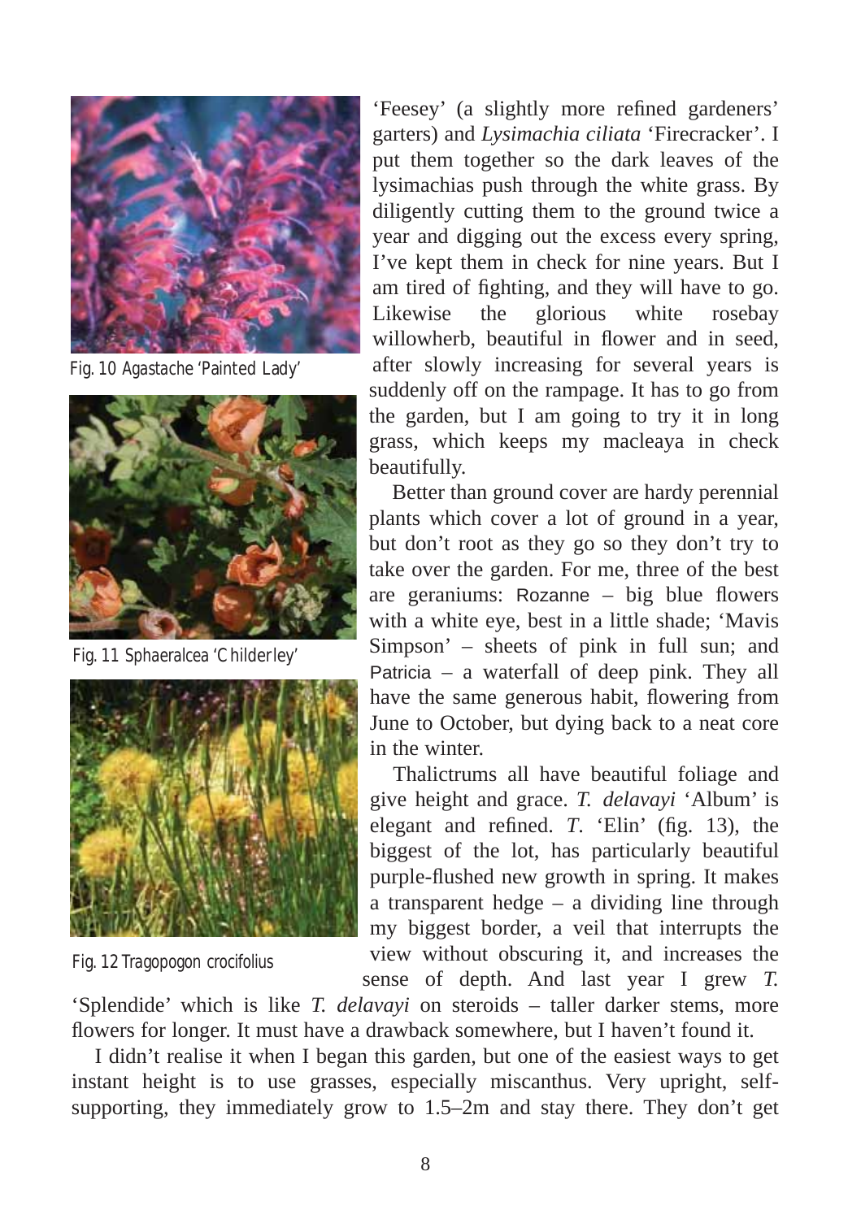Fig. 10 *Agastache* 'Painted Lady'

Fig. 11 *Sphaeralcea* 'Childerley'

Fig. 12 *Tragopogon crocifolius*

'Feesey' (a slightly more refined gardeners' garters) and *Lysimachia ciliata* 'Firecracker'. I put them together so the dark leaves of the lysimachias push through the white grass. By diligently cutting them to the ground twice a year and digging out the excess every spring, I've kept them in check for nine years. But I am tired of fighting, and they will have to go. Likewise the glorious white rosebay willowherb, beautiful in flower and in seed, after slowly increasing for several years is suddenly off on the rampage. It has to go from the garden, but I am going to try it in long grass, which keeps my macleaya in check beautifully.

Better than ground cover are hardy perennial plants which cover a lot of ground in a year, but don't root as they go so they don't try to take over the garden. For me, three of the best are geraniums: Rozanne – big blue flowers with a white eye, best in a little shade; 'Mavis Simpson' – sheets of pink in full sun; and Patricia – a waterfall of deep pink. They all have the same generous habit, flowering from June to October, but dying back to a neat core in the winter.

Thalictrums all have beautiful foliage and give height and grace. *T. delavayi* 'Album' is elegant and refined. *T.* 'Elin' (fig. 13), the biggest of the lot, has particularly beautiful purple-flushed new growth in spring. It makes a transparent hedge – a dividing line through my biggest border, a veil that interrupts the view without obscuring it, and increases the sense of depth. And last year I grew *T.* 'Splendide' which is like *T. delavayi* on steroids – taller darker stems, more flowers for longer. It must have a drawback somewhere, but I haven't found it.

I didn't realise it when I began this garden, but one of the easiest ways to get instant height is to use grasses, especially miscanthus. Very upright, self-supporting, they immediately grow to 1.5–2m and stay there. They don't get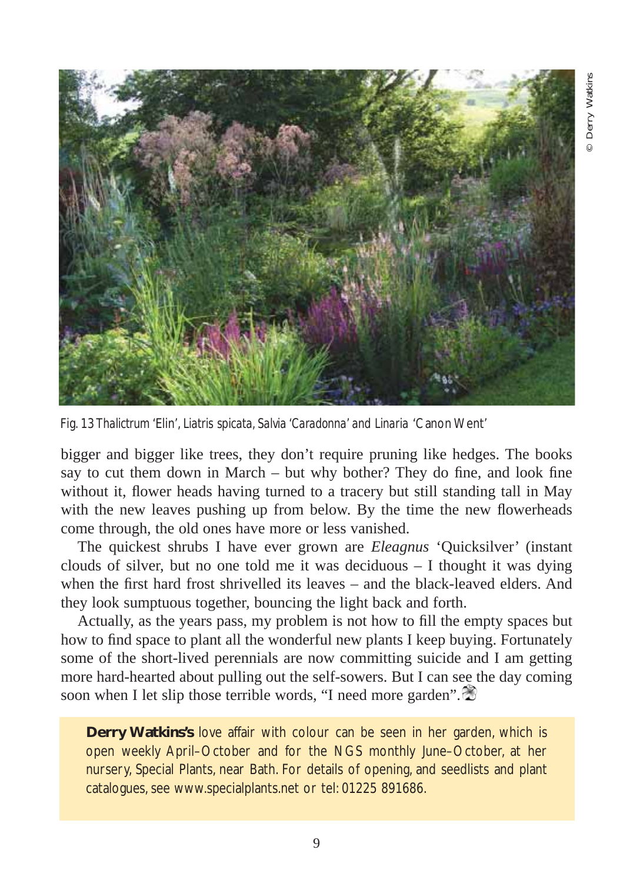Fig. 13 *Thalictrum* 'Elin', *Liatris spicata*, *Salvia* 'Caradonna' and *Linaria* 'Canon Went'

© Derry Watkins

bigger and bigger like trees, they don't require pruning like hedges. The books say to cut them down in March – but why bother? They do fine, and look fine without it, flower heads having turned to a tracery but still standing tall in May with the new leaves pushing up from below. By the time the new flowerheads come through, the old ones have more or less vanished.

The quickest shrubs I have ever grown are *Eleagnus* 'Quicksilver' (instant clouds of silver, but no one told me it was deciduous – I thought it was dying when the first hard frost shrivelled its leaves – and the black-leaved elders. And they look sumptuous together, bouncing the light back and forth.

Actually, as the years pass, my problem is not how to fill the empty spaces but how to find space to plant all the wonderful new plants I keep buying. Fortunately some of the short-lived perennials are now committing suicide and I am getting more hard-hearted about pulling out the self-sowers. But I can see the day coming soon when I let slip those terrible words, "I need more garden".

**Derry Watkins's** love affair with colour can be seen in her garden, which is open weekly April–October and for the NGS monthly June–October, at her nursery, Special Plants, near Bath. For details of opening, and seedlists and plant catalogues, see www.specialplants.net or tel: 01225 891686.